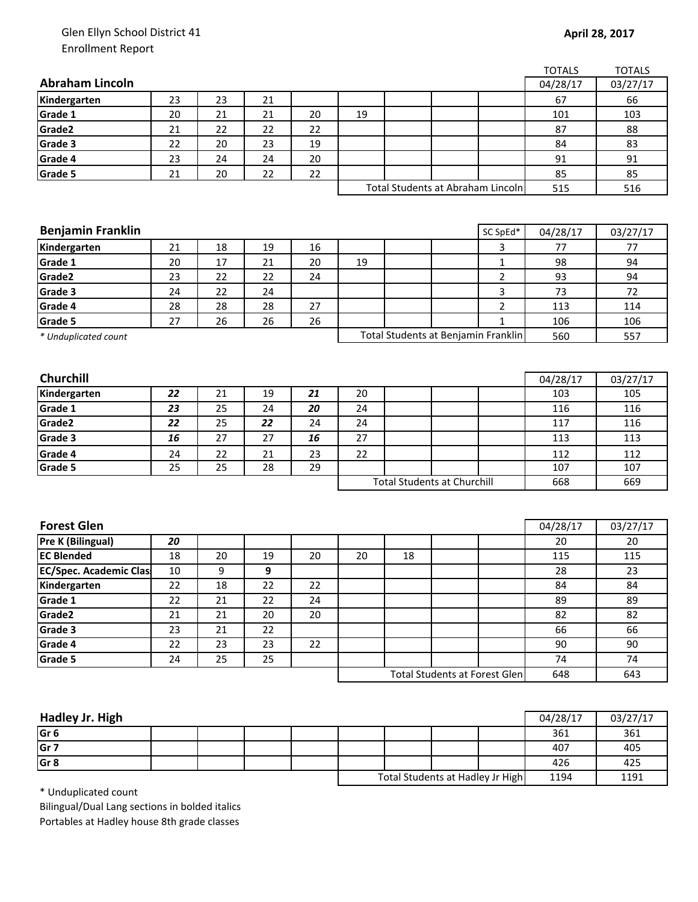Glen Ellyn School District 41
Enrollment Report

**April 28, 2017**

| **Abraham Lincoln** | | | | | | | | | TOTALS 04/28/17 | TOTALS 03/27/17 |
|---|---|---|---|---|---|---|---|---|---|---|
| **Kindergarten** | 23 | 23 | 21 | | | | | | 67 | 66 |
| **Grade 1** | 20 | 21 | 21 | 20 | 19 | | | | 101 | 103 |
| **Grade2** | 21 | 22 | 22 | 22 | | | | | 87 | 88 |
| **Grade 3** | 22 | 20 | 23 | 19 | | | | | 84 | 83 |
| **Grade 4** | 23 | 24 | 24 | 20 | | | | | 91 | 91 |
| **Grade 5** | 21 | 20 | 22 | 22 | | | | | 85 | 85 |
| | | | | | Total Students at Abraham Lincoln | | | | 515 | 516 |

| **Benjamin Franklin** | | | | | | | | SC SpEd* | 04/28/17 | 03/27/17 |
|---|---|---|---|---|---|---|---|---|---|---|
| **Kindergarten** | 21 | 18 | 19 | 16 | | | | 3 | 77 | 77 |
| **Grade 1** | 20 | 17 | 21 | 20 | 19 | | | 1 | 98 | 94 |
| **Grade2** | 23 | 22 | 22 | 24 | | | | 2 | 93 | 94 |
| **Grade 3** | 24 | 22 | 24 | | | | | 3 | 73 | 72 |
| **Grade 4** | 28 | 28 | 28 | 27 | | | | 2 | 113 | 114 |
| **Grade 5** | 27 | 26 | 26 | 26 | | | | 1 | 106 | 106 |
| *\* Unduplicated count* | | | | | Total Students at Benjamin Franklin | | | | 560 | 557 |

| **Churchill** | | | | | | | | | 04/28/17 | 03/27/17 |
|---|---|---|---|---|---|---|---|---|---|---|
| **Kindergarten** | ***22*** | 21 | 19 | ***21*** | 20 | | | | 103 | 105 |
| **Grade 1** | ***23*** | 25 | 24 | ***20*** | 24 | | | | 116 | 116 |
| **Grade2** | ***22*** | 25 | ***22*** | 24 | 24 | | | | 117 | 116 |
| **Grade 3** | ***16*** | 27 | 27 | ***16*** | 27 | | | | 113 | 113 |
| **Grade 4** | 24 | 22 | 21 | 23 | 22 | | | | 112 | 112 |
| **Grade 5** | 25 | 25 | 28 | 29 | | | | | 107 | 107 |
| | | | | | Total Students at Churchill | | | | 668 | 669 |

| **Forest Glen** | | | | | | | | | 04/28/17 | 03/27/17 |
|---|---|---|---|---|---|---|---|---|---|---|
| **Pre K (Bilingual)** | ***20*** | | | | | | | | 20 | 20 |
| **EC Blended** | 18 | 20 | 19 | 20 | 20 | 18 | | | 115 | 115 |
| **EC/Spec. Academic Clas** | 10 | 9 | **9** | | | | | | 28 | 23 |
| **Kindergarten** | 22 | 18 | 22 | 22 | | | | | 84 | 84 |
| **Grade 1** | 22 | 21 | 22 | 24 | | | | | 89 | 89 |
| **Grade2** | 21 | 21 | 20 | 20 | | | | | 82 | 82 |
| **Grade 3** | 23 | 21 | 22 | | | | | | 66 | 66 |
| **Grade 4** | 22 | 23 | 23 | 22 | | | | | 90 | 90 |
| **Grade 5** | 24 | 25 | 25 | | | | | | 74 | 74 |
| | | | | | Total Students at Forest Glen | | | | 648 | 643 |

| **Hadley Jr. High** | | | | | | | | | 04/28/17 | 03/27/17 |
|---|---|---|---|---|---|---|---|---|---|---|
| **Gr 6** | | | | | | | | | 361 | 361 |
| **Gr 7** | | | | | | | | | 407 | 405 |
| **Gr 8** | | | | | | | | | 426 | 425 |
| | | | | | Total Students at Hadley Jr High | | | | 1194 | 1191 |

\* Unduplicated count
Bilingual/Dual Lang sections in bolded italics
Portables at Hadley house 8th grade classes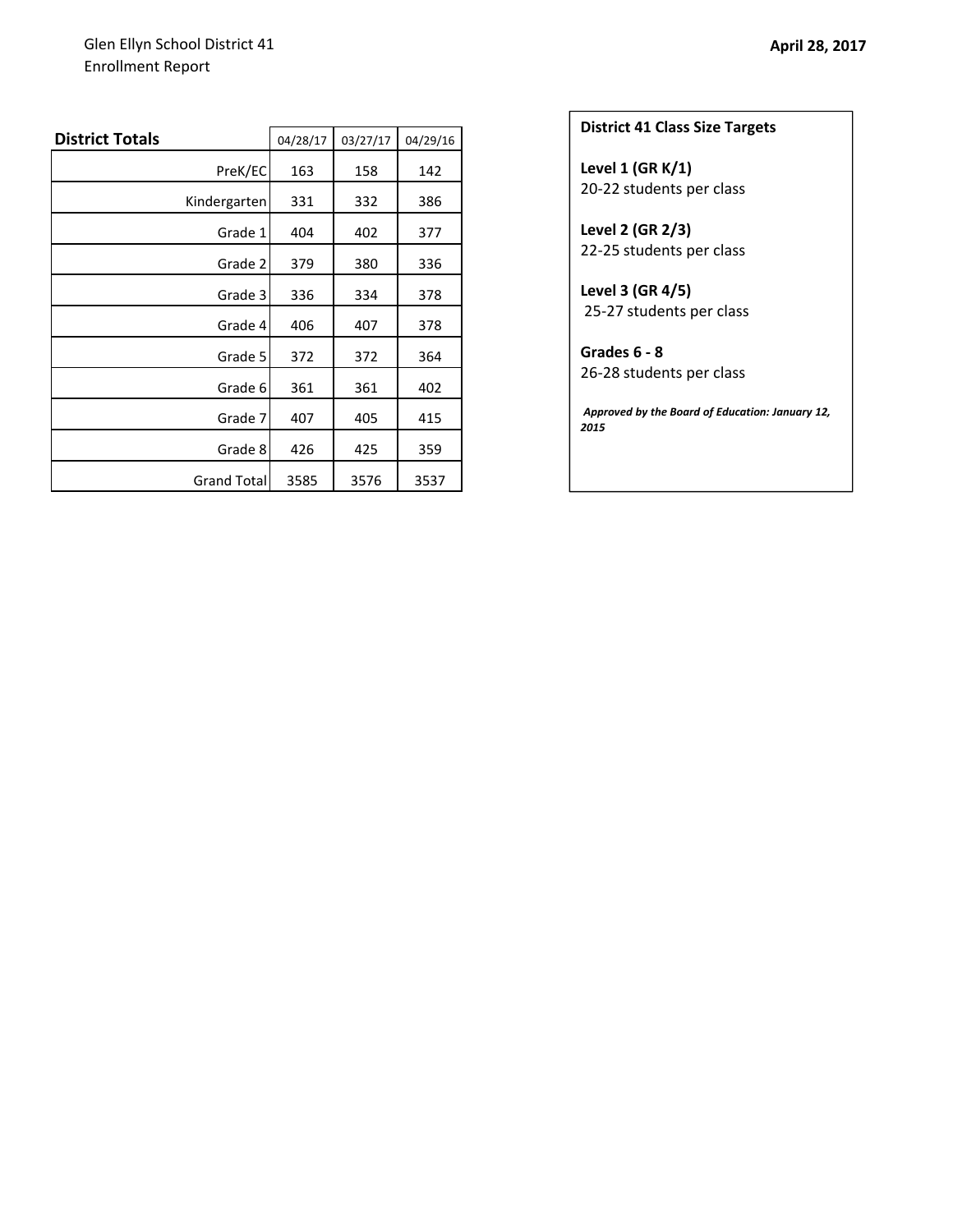Glen Ellyn School District 41
Enrollment Report

**April 28, 2017**

| District Totals | 04/28/17 | 03/27/17 | 04/29/16 |
|---|---|---|---|
| PreK/EC | 163 | 158 | 142 |
| Kindergarten | 331 | 332 | 386 |
| Grade 1 | 404 | 402 | 377 |
| Grade 2 | 379 | 380 | 336 |
| Grade 3 | 336 | 334 | 378 |
| Grade 4 | 406 | 407 | 378 |
| Grade 5 | 372 | 372 | 364 |
| Grade 6 | 361 | 361 | 402 |
| Grade 7 | 407 | 405 | 415 |
| Grade 8 | 426 | 425 | 359 |
| Grand Total | 3585 | 3576 | 3537 |

**District 41 Class Size Targets**

**Level 1 (GR K/1)**
20-22 students per class

**Level 2 (GR 2/3)**
22-25 students per class

**Level 3 (GR 4/5)**
25-27 students per class

**Grades 6 - 8**
26-28 students per class

***Approved by the Board of Education: January 12, 2015***